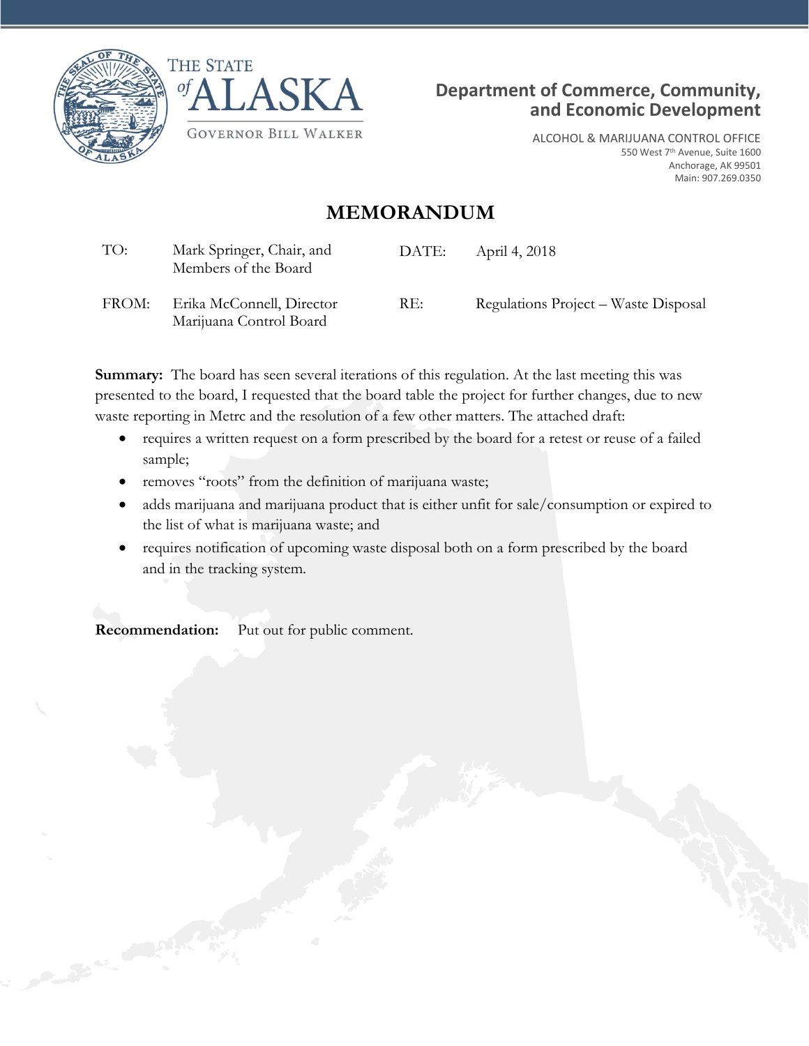THE STATE of ALASKA

GOVERNOR BILL WALKER

**Department of Commerce, Community, and Economic Development**

ALCOHOL & MARIJUANA CONTROL OFFICE
550 West 7th Avenue, Suite 1600
Anchorage, AK 99501
Main: 907.269.0350

# MEMORANDUM

| | | | |
|---|---|---|---|
| TO: | Mark Springer, Chair, and Members of the Board | DATE: | April 4, 2018 |
| FROM: | Erika McConnell, Director Marijuana Control Board | RE: | Regulations Project – Waste Disposal |

**Summary:** The board has seen several iterations of this regulation. At the last meeting this was presented to the board, I requested that the board table the project for further changes, due to new waste reporting in Metrc and the resolution of a few other matters. The attached draft:

- requires a written request on a form prescribed by the board for a retest or reuse of a failed sample;
- removes "roots" from the definition of marijuana waste;
- adds marijuana and marijuana product that is either unfit for sale/consumption or expired to the list of what is marijuana waste; and
- requires notification of upcoming waste disposal both on a form prescribed by the board and in the tracking system.

**Recommendation:** Put out for public comment.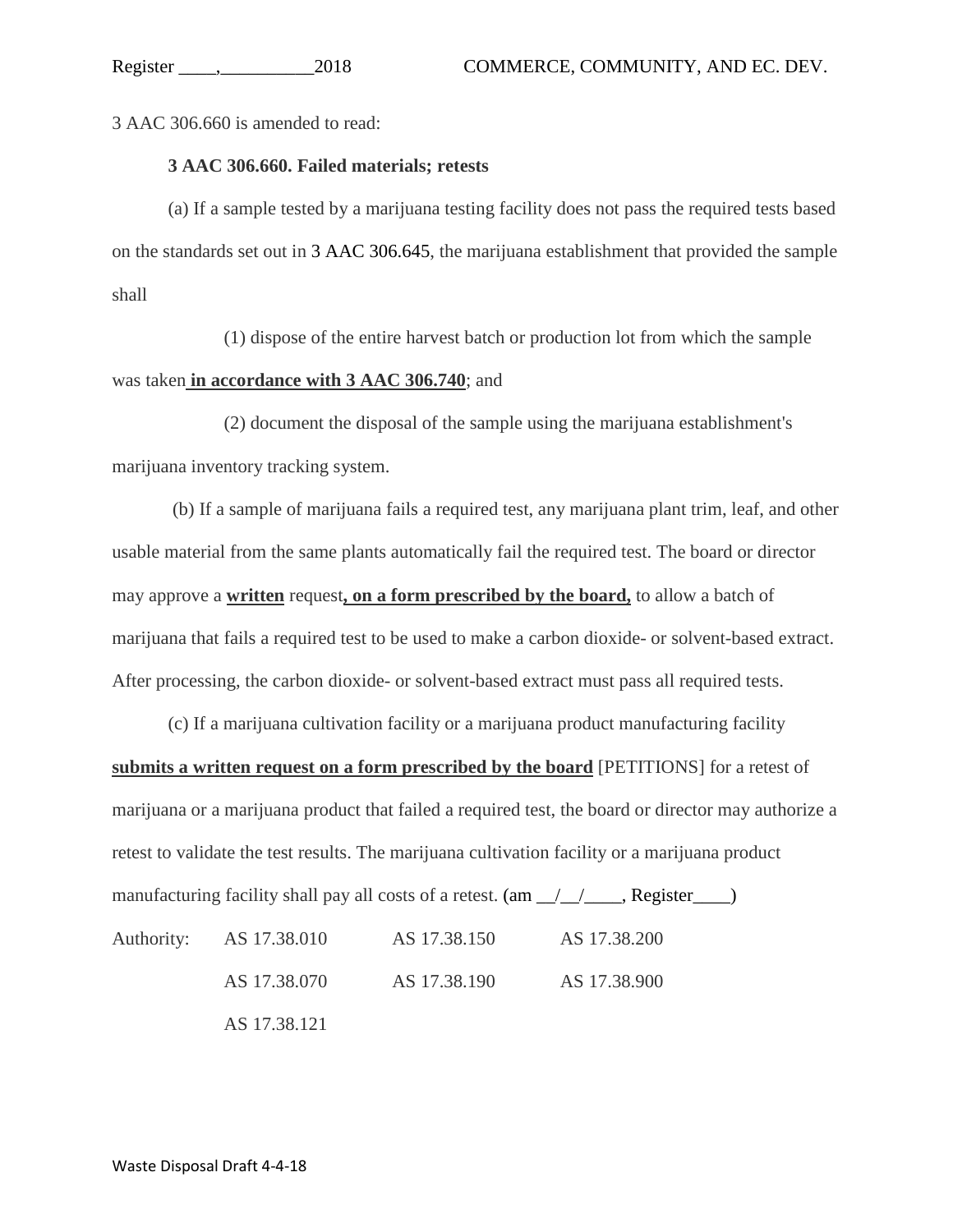3 AAC 306.660 is amended to read:

**3 AAC 306.660. Failed materials; retests**

(a) If a sample tested by a marijuana testing facility does not pass the required tests based on the standards set out in 3 AAC 306.645, the marijuana establishment that provided the sample shall

(1) dispose of the entire harvest batch or production lot from which the sample was taken **<u>in accordance with 3 AAC 306.740</u>**; and

(2) document the disposal of the sample using the marijuana establishment's marijuana inventory tracking system.

(b) If a sample of marijuana fails a required test, any marijuana plant trim, leaf, and other usable material from the same plants automatically fail the required test. The board or director may approve a **<u>written</u>** request**<u>, on a form prescribed by the board,</u>** to allow a batch of marijuana that fails a required test to be used to make a carbon dioxide- or solvent-based extract. After processing, the carbon dioxide- or solvent-based extract must pass all required tests.

(c) If a marijuana cultivation facility or a marijuana product manufacturing facility **<u>submits a written request on a form prescribed by the board</u>** [PETITIONS] for a retest of marijuana or a marijuana product that failed a required test, the board or director may authorize a retest to validate the test results. The marijuana cultivation facility or a marijuana product manufacturing facility shall pay all costs of a retest. (am \_\_/\_\_/\_\_\_\_, Register\_\_\_\_)

| Authority: | AS 17.38.010 | AS 17.38.150 | AS 17.38.200 |
|---|---|---|---|
| | AS 17.38.070 | AS 17.38.190 | AS 17.38.900 |
| | AS 17.38.121 | | |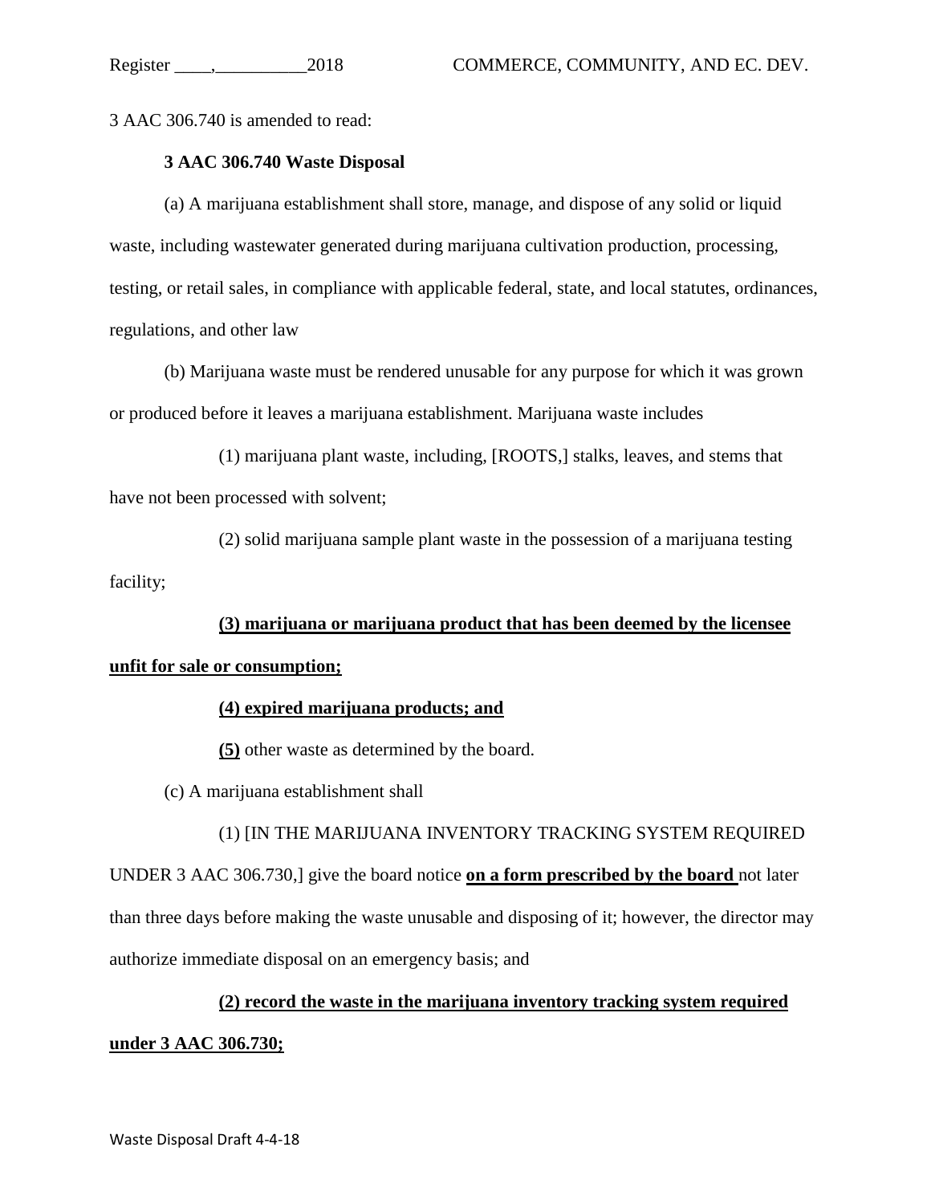3 AAC 306.740 is amended to read:

**3 AAC 306.740 Waste Disposal**

(a) A marijuana establishment shall store, manage, and dispose of any solid or liquid waste, including wastewater generated during marijuana cultivation production, processing, testing, or retail sales, in compliance with applicable federal, state, and local statutes, ordinances, regulations, and other law

(b) Marijuana waste must be rendered unusable for any purpose for which it was grown or produced before it leaves a marijuana establishment. Marijuana waste includes

(1) marijuana plant waste, including, [ROOTS,] stalks, leaves, and stems that have not been processed with solvent;

(2) solid marijuana sample plant waste in the possession of a marijuana testing facility;

**(3) marijuana or marijuana product that has been deemed by the licensee unfit for sale or consumption;**

**(4) expired marijuana products; and**

**(5)** other waste as determined by the board.

(c) A marijuana establishment shall

(1) [IN THE MARIJUANA INVENTORY TRACKING SYSTEM REQUIRED UNDER 3 AAC 306.730,] give the board notice **on a form prescribed by the board** not later than three days before making the waste unusable and disposing of it; however, the director may authorize immediate disposal on an emergency basis; and

**(2) record the waste in the marijuana inventory tracking system required under 3 AAC 306.730;**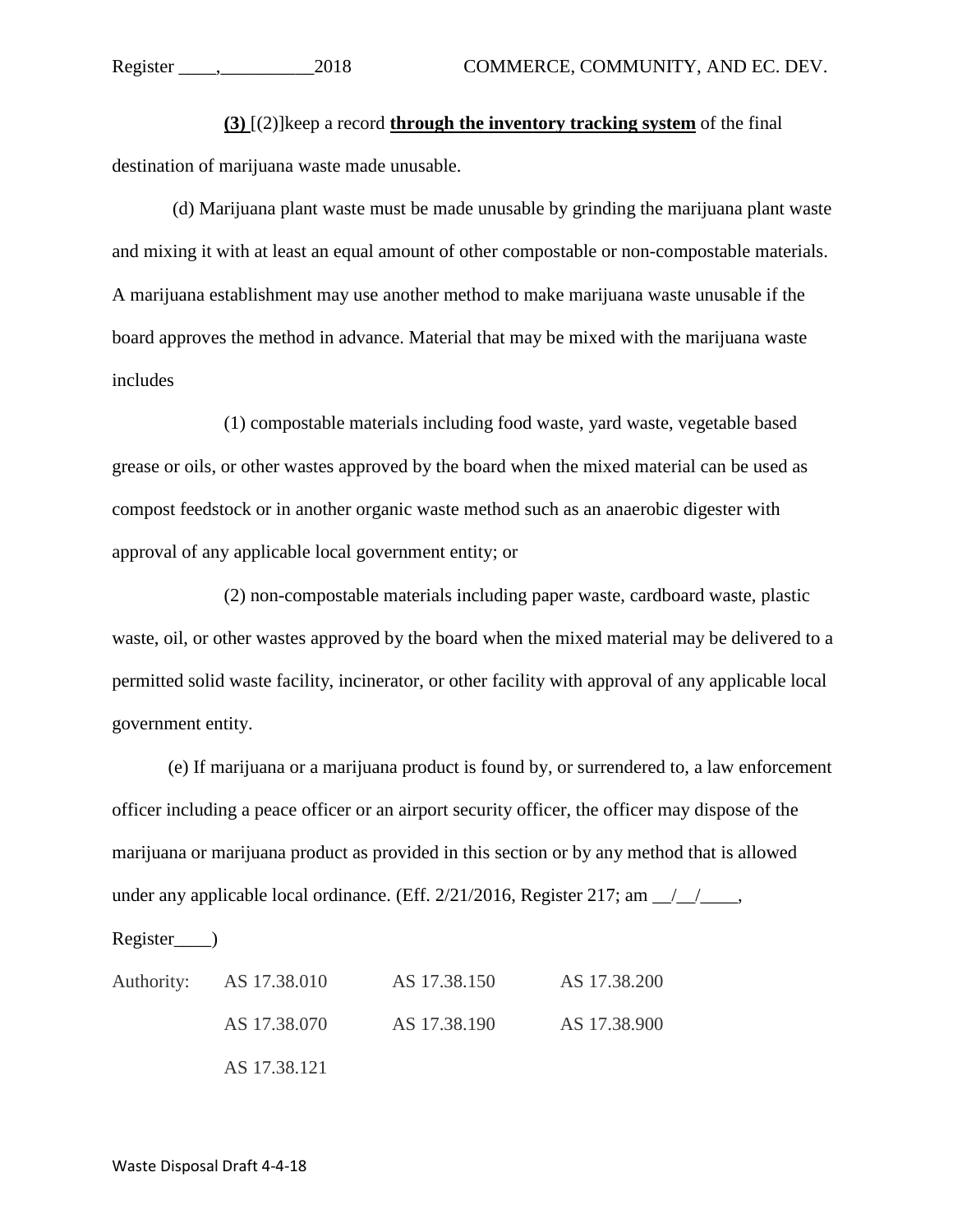**(3)** [(2)]keep a record **through the inventory tracking system** of the final destination of marijuana waste made unusable.

(d) Marijuana plant waste must be made unusable by grinding the marijuana plant waste and mixing it with at least an equal amount of other compostable or non-compostable materials. A marijuana establishment may use another method to make marijuana waste unusable if the board approves the method in advance. Material that may be mixed with the marijuana waste includes

(1) compostable materials including food waste, yard waste, vegetable based grease or oils, or other wastes approved by the board when the mixed material can be used as compost feedstock or in another organic waste method such as an anaerobic digester with approval of any applicable local government entity; or

(2) non-compostable materials including paper waste, cardboard waste, plastic waste, oil, or other wastes approved by the board when the mixed material may be delivered to a permitted solid waste facility, incinerator, or other facility with approval of any applicable local government entity.

(e) If marijuana or a marijuana product is found by, or surrendered to, a law enforcement officer including a peace officer or an airport security officer, the officer may dispose of the marijuana or marijuana product as provided in this section or by any method that is allowed under any applicable local ordinance. (Eff. 2/21/2016, Register 217; am __/__/____, Register____)

| | | | |
|---|---|---|---|
| Authority: | AS 17.38.010 | AS 17.38.150 | AS 17.38.200 |
| | AS 17.38.070 | AS 17.38.190 | AS 17.38.900 |
| | AS 17.38.121 | | |